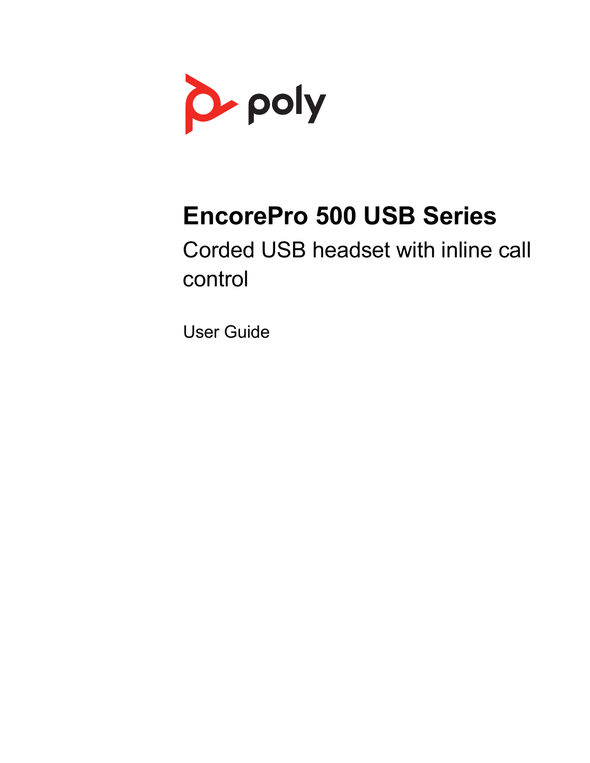poly

# EncorePro 500 USB Series

## Corded USB headset with inline call control

User Guide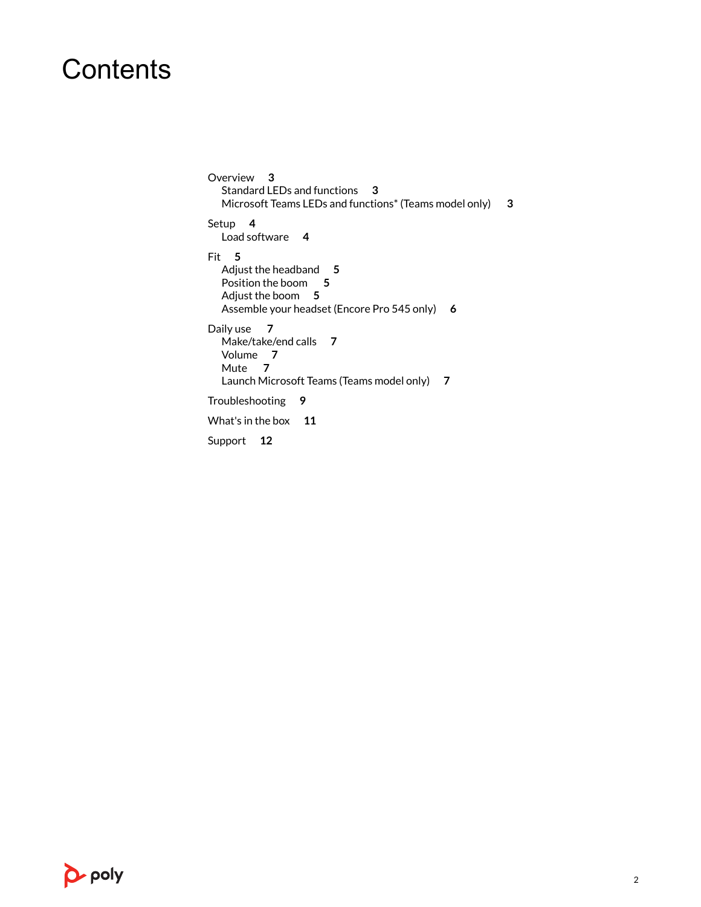# Contents

Overview **3**
- Standard LEDs and functions **3**
- Microsoft Teams LEDs and functions* (Teams model only) **3**

Setup **4**
- Load software **4**

Fit **5**
- Adjust the headband **5**
- Position the boom **5**
- Adjust the boom **5**
- Assemble your headset (Encore Pro 545 only) **6**

Daily use **7**
- Make/take/end calls **7**
- Volume **7**
- Mute **7**
- Launch Microsoft Teams (Teams model only) **7**

Troubleshooting **9**

What's in the box **11**

Support **12**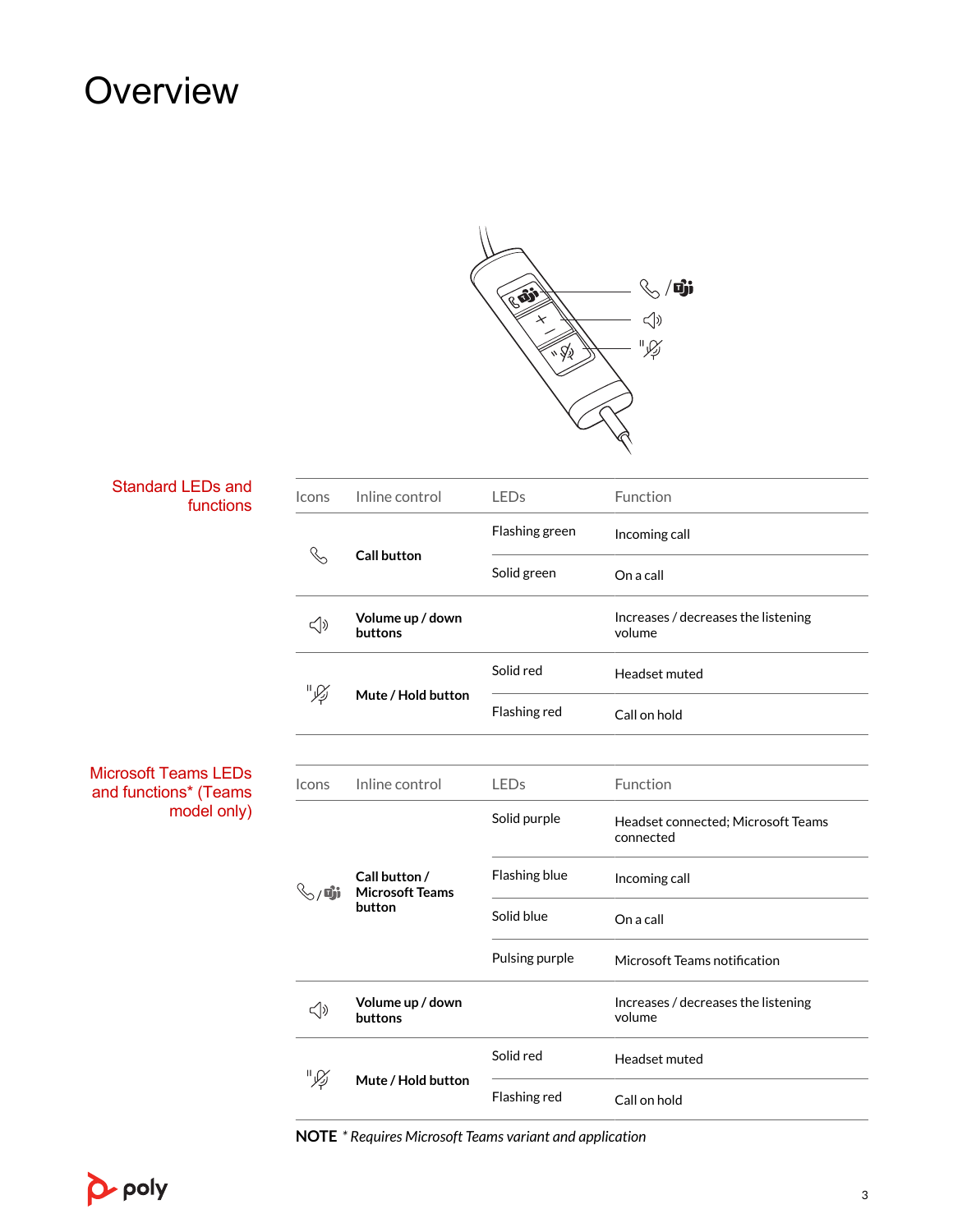# Overview

## Standard LEDs and functions

| Icons | Inline control | LEDs | Function |
|---|---|---|---|
| | **Call button** | Flashing green | Incoming call |
| | | Solid green | On a call |
| | **Volume up / down buttons** | | Increases / decreases the listening volume |
| | **Mute / Hold button** | Solid red | Headset muted |
| | | Flashing red | Call on hold |

## Microsoft Teams LEDs and functions* (Teams model only)

| Icons | Inline control | LEDs | Function |
|---|---|---|---|
| | **Call button / Microsoft Teams button** | Solid purple | Headset connected; Microsoft Teams connected |
| | | Flashing blue | Incoming call |
| | | Solid blue | On a call |
| | | Pulsing purple | Microsoft Teams notification |
| | **Volume up / down buttons** | | Increases / decreases the listening volume |
| | **Mute / Hold button** | Solid red | Headset muted |
| | | Flashing red | Call on hold |

**NOTE** *\* Requires Microsoft Teams variant and application*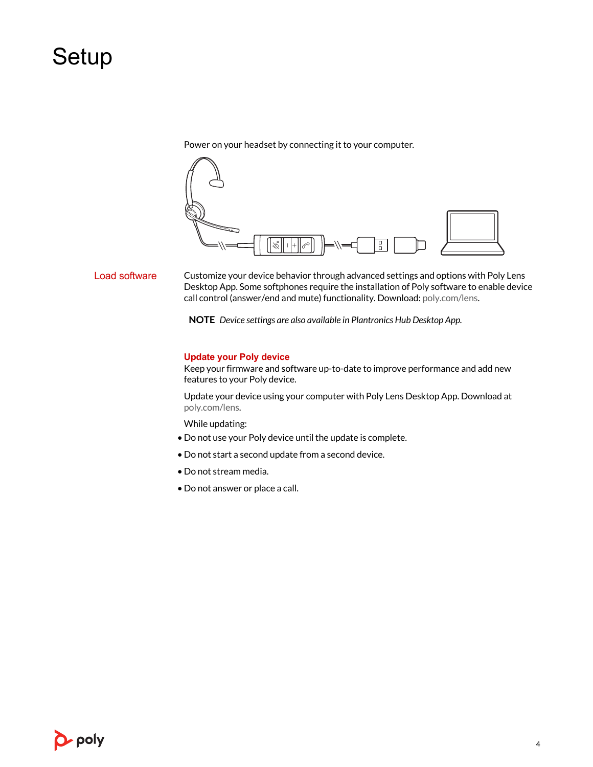# Setup

Power on your headset by connecting it to your computer.

## Load software

Customize your device behavior through advanced settings and options with Poly Lens Desktop App. Some softphones require the installation of Poly software to enable device call control (answer/end and mute) functionality. Download: poly.com/lens.

**NOTE** *Device settings are also available in Plantronics Hub Desktop App.*

### Update your Poly device

Keep your firmware and software up-to-date to improve performance and add new features to your Poly device.

Update your device using your computer with Poly Lens Desktop App. Download at poly.com/lens.

While updating:

- Do not use your Poly device until the update is complete.
- Do not start a second update from a second device.
- Do not stream media.
- Do not answer or place a call.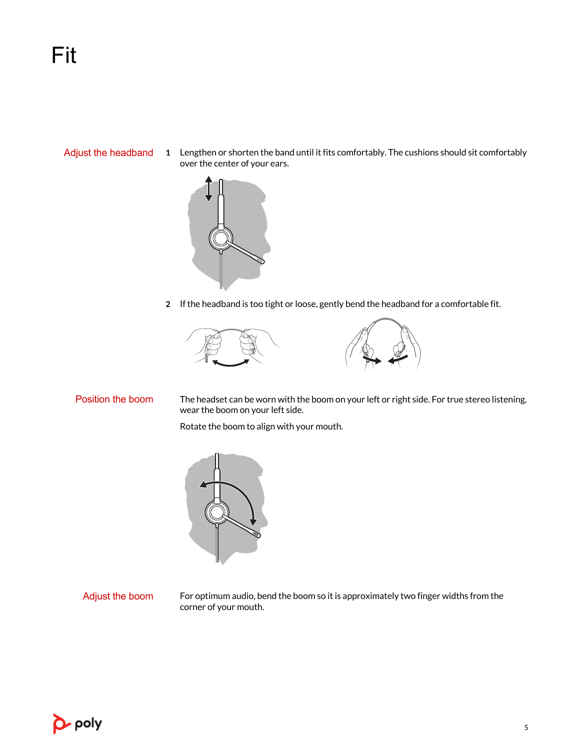# Fit

## Adjust the headband

1. Lengthen or shorten the band until it fits comfortably. The cushions should sit comfortably over the center of your ears.

2. If the headband is too tight or loose, gently bend the headband for a comfortable fit.

## Position the boom

The headset can be worn with the boom on your left or right side. For true stereo listening, wear the boom on your left side.

Rotate the boom to align with your mouth.

## Adjust the boom

For optimum audio, bend the boom so it is approximately two finger widths from the corner of your mouth.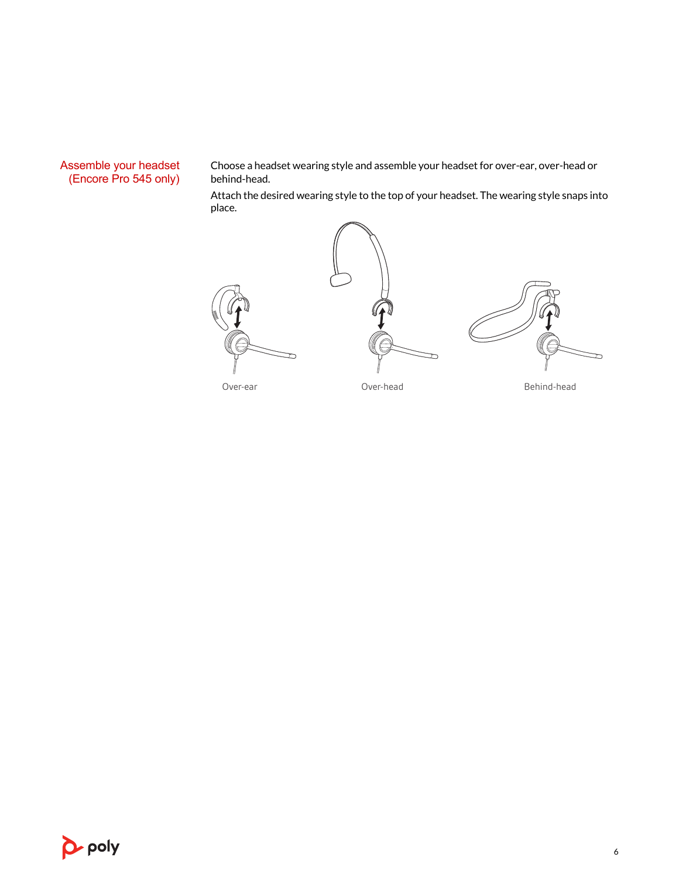## Assemble your headset (Encore Pro 545 only)

Choose a headset wearing style and assemble your headset for over-ear, over-head or behind-head.

Attach the desired wearing style to the top of your headset. The wearing style snaps into place.

Over-ear

Over-head

Behind-head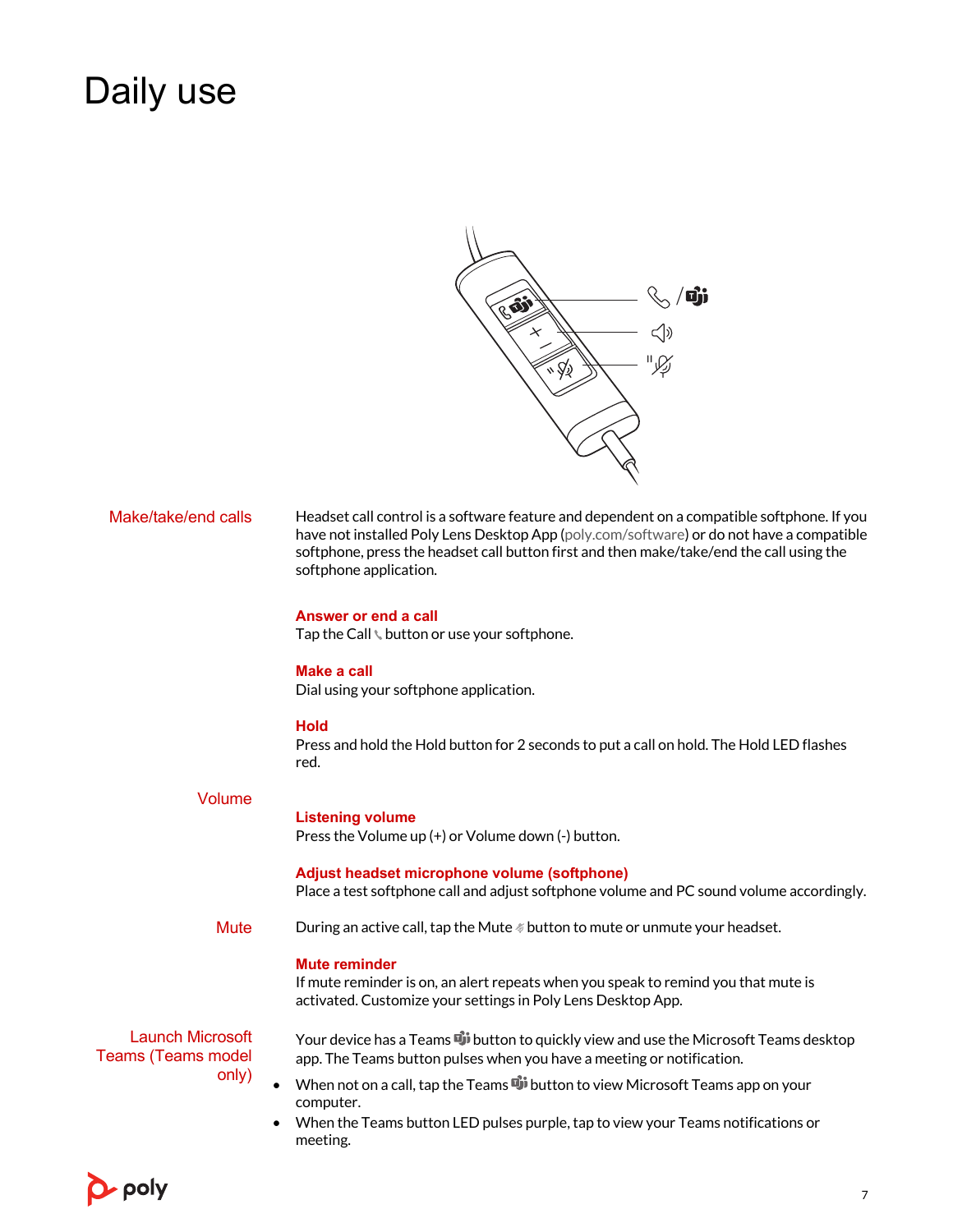# Daily use

## Make/take/end calls

Headset call control is a software feature and dependent on a compatible softphone. If you have not installed Poly Lens Desktop App (poly.com/software) or do not have a compatible softphone, press the headset call button first and then make/take/end the call using the softphone application.

### Answer or end a call

Tap the Call button or use your softphone.

### Make a call

Dial using your softphone application.

### Hold

Press and hold the Hold button for 2 seconds to put a call on hold. The Hold LED flashes red.

## Volume

### Listening volume

Press the Volume up (+) or Volume down (-) button.

### Adjust headset microphone volume (softphone)

Place a test softphone call and adjust softphone volume and PC sound volume accordingly.

## Mute

During an active call, tap the Mute button to mute or unmute your headset.

### Mute reminder

If mute reminder is on, an alert repeats when you speak to remind you that mute is activated. Customize your settings in Poly Lens Desktop App.

## Launch Microsoft Teams (Teams model only)

Your device has a Teams button to quickly view and use the Microsoft Teams desktop app. The Teams button pulses when you have a meeting or notification.

- When not on a call, tap the Teams button to view Microsoft Teams app on your computer.
- When the Teams button LED pulses purple, tap to view your Teams notifications or meeting.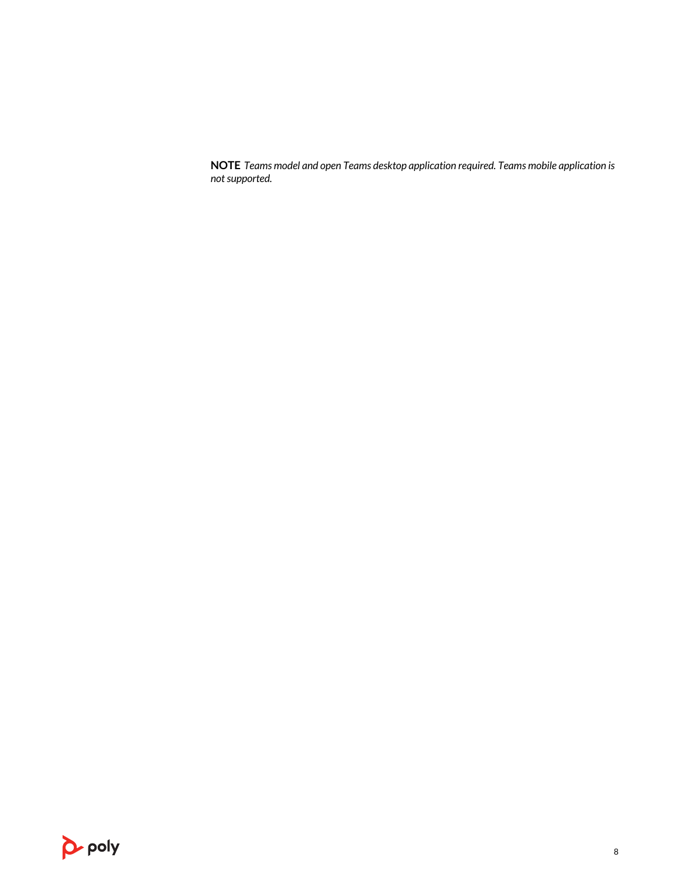**NOTE** *Teams model and open Teams desktop application required. Teams mobile application is not supported.*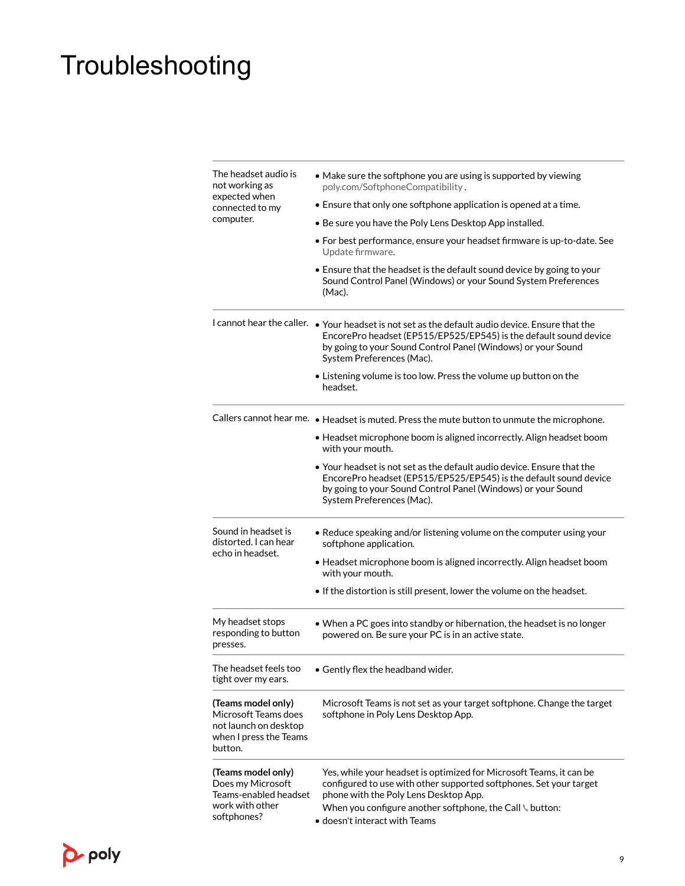# Troubleshooting

| | |
|---|---|
| The headset audio is not working as expected when connected to my computer. | • Make sure the softphone you are using is supported by viewing poly.com/SoftphoneCompatibility .<br>• Ensure that only one softphone application is opened at a time.<br>• Be sure you have the Poly Lens Desktop App installed.<br>• For best performance, ensure your headset firmware is up-to-date. See Update firmware.<br>• Ensure that the headset is the default sound device by going to your Sound Control Panel (Windows) or your Sound System Preferences (Mac). |
| I cannot hear the caller. | • Your headset is not set as the default audio device. Ensure that the EncorePro headset (EP515/EP525/EP545) is the default sound device by going to your Sound Control Panel (Windows) or your Sound System Preferences (Mac).<br>• Listening volume is too low. Press the volume up button on the headset. |
| Callers cannot hear me. | • Headset is muted. Press the mute button to unmute the microphone.<br>• Headset microphone boom is aligned incorrectly. Align headset boom with your mouth.<br>• Your headset is not set as the default audio device. Ensure that the EncorePro headset (EP515/EP525/EP545) is the default sound device by going to your Sound Control Panel (Windows) or your Sound System Preferences (Mac). |
| Sound in headset is distorted. I can hear echo in headset. | • Reduce speaking and/or listening volume on the computer using your softphone application.<br>• Headset microphone boom is aligned incorrectly. Align headset boom with your mouth.<br>• If the distortion is still present, lower the volume on the headset. |
| My headset stops responding to button presses. | • When a PC goes into standby or hibernation, the headset is no longer powered on. Be sure your PC is in an active state. |
| The headset feels too tight over my ears. | • Gently flex the headband wider. |
| **(Teams model only)** Microsoft Teams does not launch on desktop when I press the Teams button. | Microsoft Teams is not set as your target softphone. Change the target softphone in Poly Lens Desktop App. |
| **(Teams model only)** Does my Microsoft Teams-enabled headset work with other softphones? | Yes, while your headset is optimized for Microsoft Teams, it can be configured to use with other supported softphones. Set your target phone with the Poly Lens Desktop App.<br>When you configure another softphone, the Call button:<br>• doesn't interact with Teams |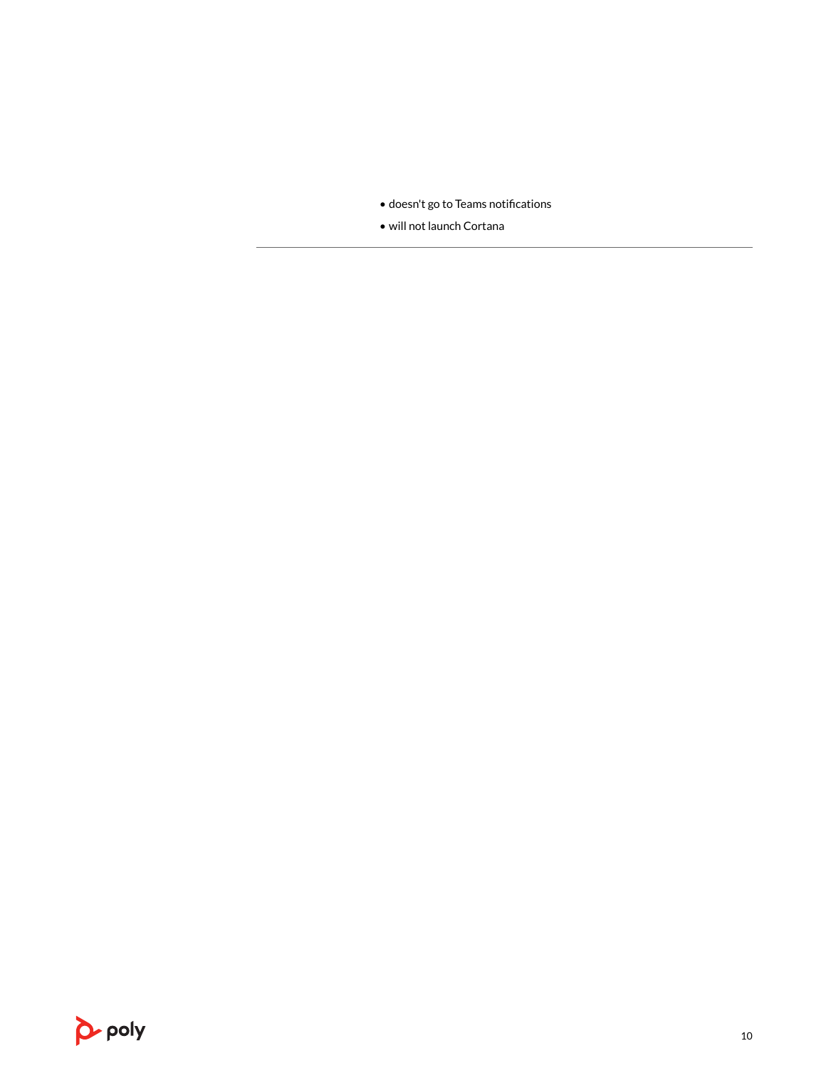- doesn't go to Teams notifications
- will not launch Cortana

---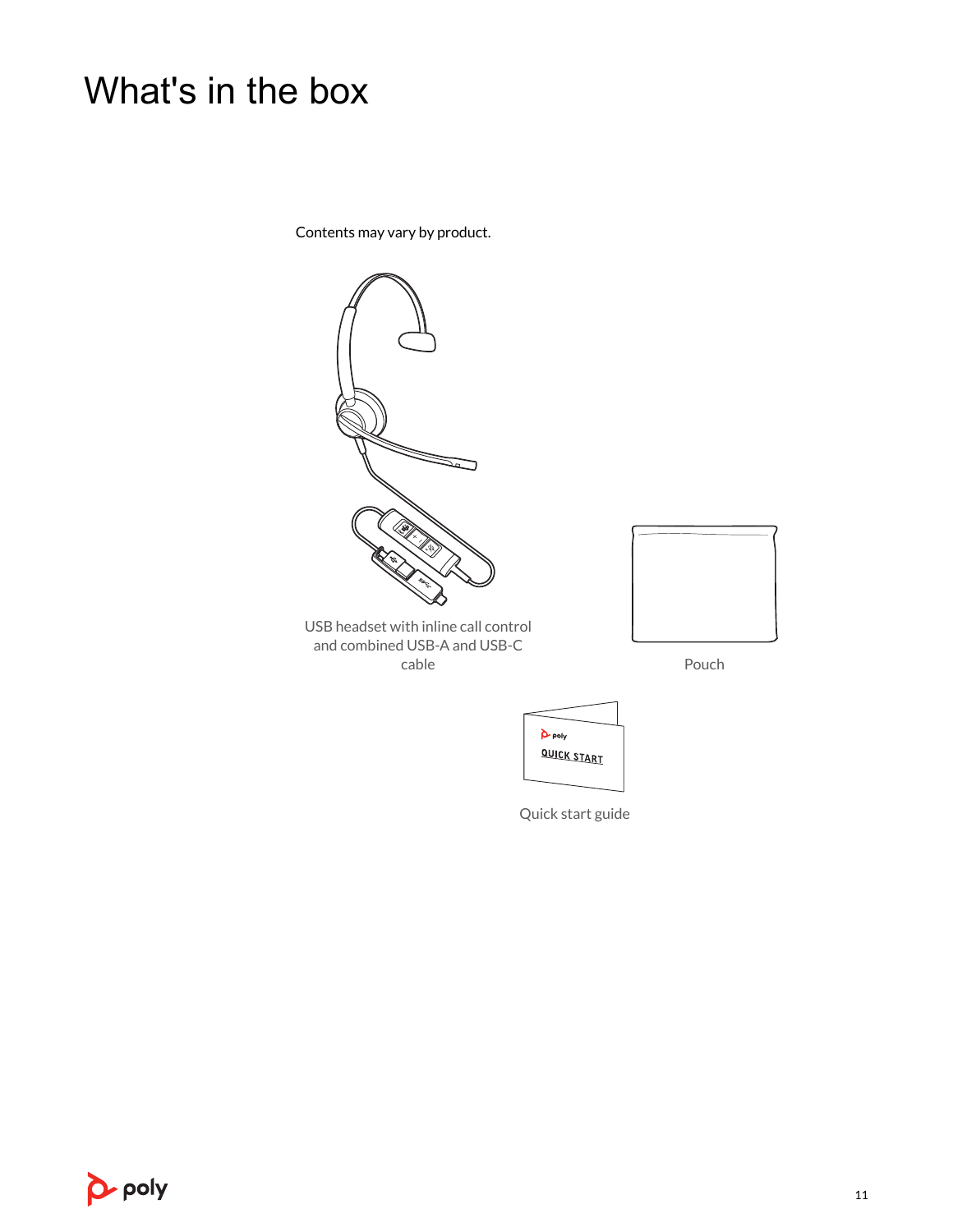# What's in the box

Contents may vary by product.

USB headset with inline call control and combined USB-A and USB-C cable

Pouch

Quick start guide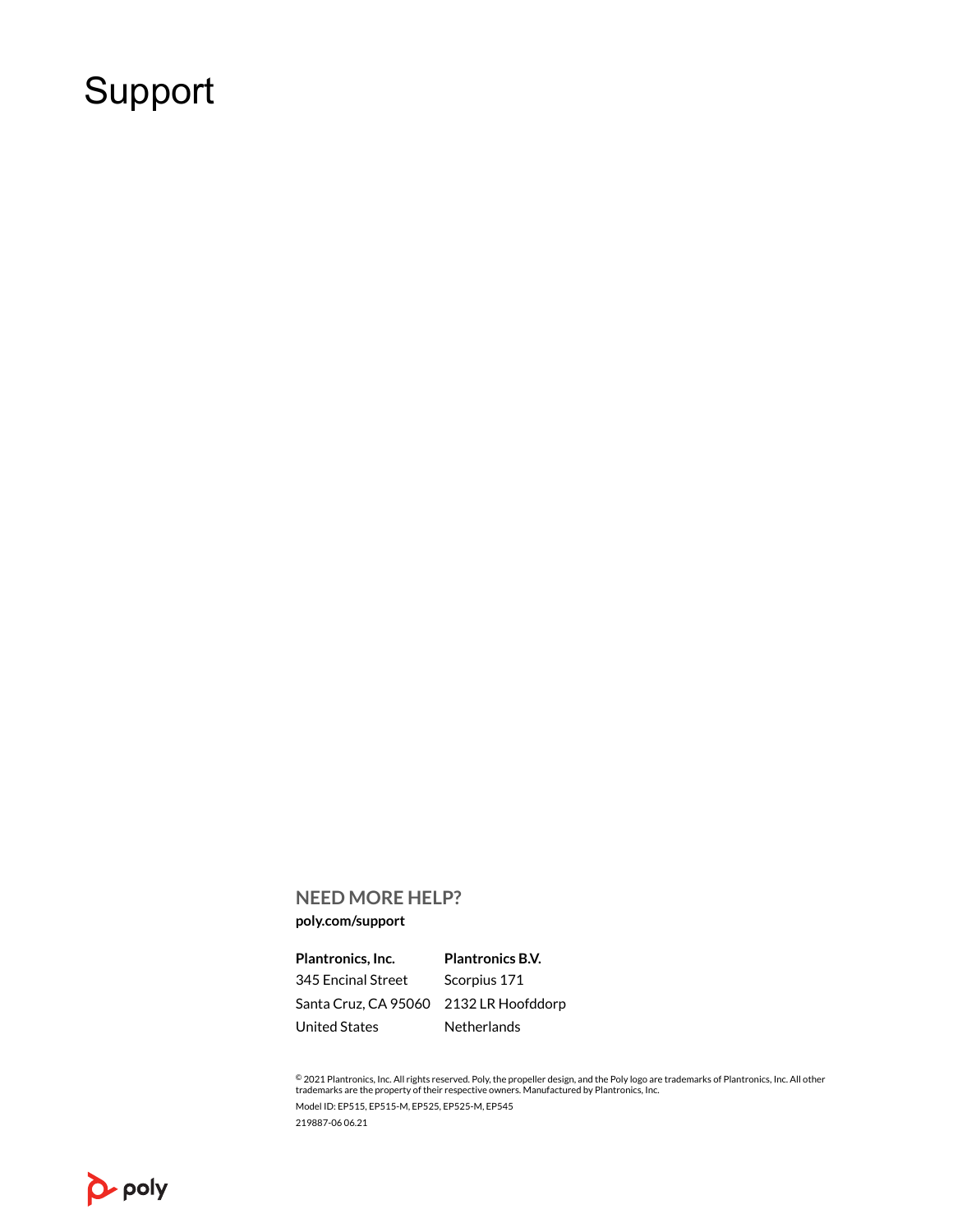# Support

## NEED MORE HELP?

**poly.com/support**

| | |
|---|---|
| **Plantronics, Inc.** | **Plantronics B.V.** |
| 345 Encinal Street | Scorpius 171 |
| Santa Cruz, CA 95060 | 2132 LR Hoofddorp |
| United States | Netherlands |

© 2021 Plantronics, Inc. All rights reserved. Poly, the propeller design, and the Poly logo are trademarks of Plantronics, Inc. All other trademarks are the property of their respective owners. Manufactured by Plantronics, Inc.

Model ID: EP515, EP515-M, EP525, EP525-M, EP545

219887-06 06.21